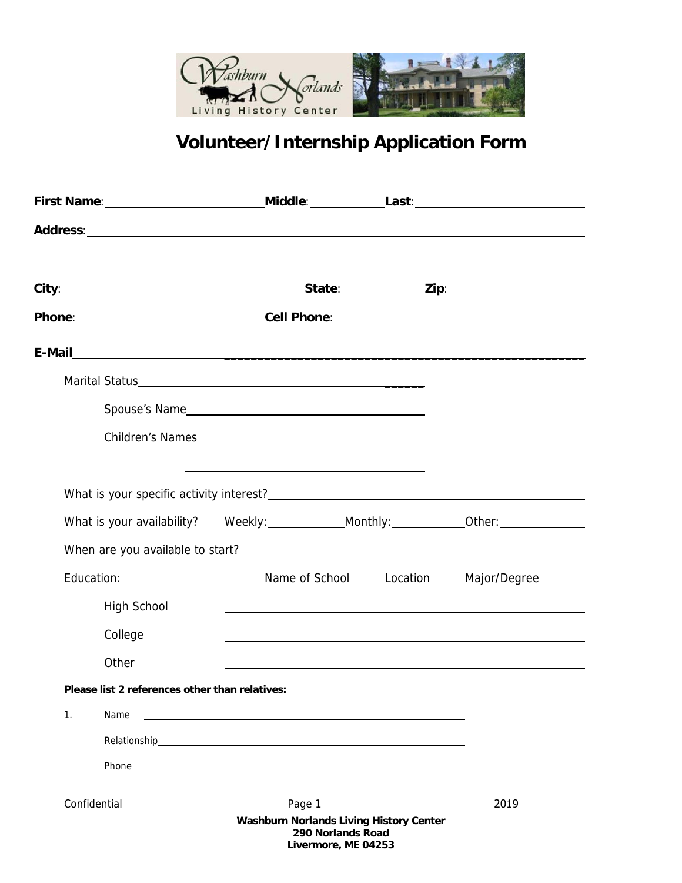# Volunteer/Internship Application Form

**First Name**: \_\_\_\_\_\_\_\_\_\_\_\_\_\_\_\_\_\_\_\_ **Middle**: \_\_\_\_\_\_\_\_\_\_ **Last**: \_\_\_\_\_\_\_\_\_\_\_\_\_\_\_\_\_\_\_\_

**Address**: \_\_\_\_\_\_\_\_\_\_\_\_\_\_\_\_\_\_\_\_\_\_\_\_\_\_\_\_\_\_\_\_\_\_\_\_\_\_\_\_\_\_\_\_\_\_\_\_\_\_\_\_\_\_

\_\_\_\_\_\_\_\_\_\_\_\_\_\_\_\_\_\_\_\_\_\_\_\_\_\_\_\_\_\_\_\_\_\_\_\_\_\_\_\_\_\_\_\_\_\_\_\_\_\_\_\_\_\_\_\_\_\_\_\_\_\_

**City**: \_\_\_\_\_\_\_\_\_\_\_\_\_\_\_\_\_\_\_\_\_\_\_\_\_\_\_\_ **State**: \_\_\_\_\_\_\_\_\_\_ **Zip**: \_\_\_\_\_\_\_\_\_\_\_\_\_\_\_\_

**Phone**: \_\_\_\_\_\_\_\_\_\_\_\_\_\_\_\_\_\_\_\_\_\_\_\_ **Cell Phone**: \_\_\_\_\_\_\_\_\_\_\_\_\_\_\_\_\_\_\_\_\_\_\_\_\_\_\_\_\_\_

**E-Mail** \_\_\_\_\_\_\_\_\_\_\_\_\_\_\_\_\_\_\_\_\_\_\_\_\_\_\_\_\_\_\_\_\_\_\_\_\_\_\_\_\_\_\_\_\_\_\_\_\_\_\_\_\_\_\_\_\_\_

Marital Status \_\_\_\_\_\_\_\_\_\_\_\_\_\_\_\_\_\_\_\_\_\_\_\_\_\_\_\_\_\_\_\_\_\_\_\_

Spouse's Name \_\_\_\_\_\_\_\_\_\_\_\_\_\_\_\_\_\_\_\_\_\_\_\_\_\_\_\_\_\_\_\_

Children's Names \_\_\_\_\_\_\_\_\_\_\_\_\_\_\_\_\_\_\_\_\_\_\_\_\_\_\_\_\_\_

\_\_\_\_\_\_\_\_\_\_\_\_\_\_\_\_\_\_\_\_\_\_\_\_\_\_\_\_\_\_

What is your specific activity interest? \_\_\_\_\_\_\_\_\_\_\_\_\_\_\_\_\_\_\_\_\_\_\_\_\_\_\_\_\_\_\_\_\_\_\_\_\_\_\_\_

What is your availability? Weekly: \_\_\_\_\_\_\_\_\_\_ Monthly: \_\_\_\_\_\_\_\_\_\_ Other: \_\_\_\_\_\_\_\_\_\_\_\_

When are you available to start? \_\_\_\_\_\_\_\_\_\_\_\_\_\_\_\_\_\_\_\_\_\_\_\_\_\_\_\_\_\_\_\_\_\_\_\_\_\_\_\_

| Education: | Name of School | Location | Major/Degree |
|---|---|---|---|
| High School | | | |
| College | | | |
| Other | | | |

**Please list 2 references other than relatives:**

1. Name \_\_\_\_\_\_\_\_\_\_\_\_\_\_\_\_\_\_\_\_\_\_\_\_\_\_\_\_\_\_\_\_\_\_\_\_\_\_\_\_

   Relationship \_\_\_\_\_\_\_\_\_\_\_\_\_\_\_\_\_\_\_\_\_\_\_\_\_\_\_\_\_\_\_\_\_\_\_\_\_\_

   Phone \_\_\_\_\_\_\_\_\_\_\_\_\_\_\_\_\_\_\_\_\_\_\_\_\_\_\_\_\_\_\_\_\_\_\_\_\_\_\_\_

Confidential 2019

**Washburn Norlands Living History Center**
**290 Norlands Road**
**Livermore, ME 04253**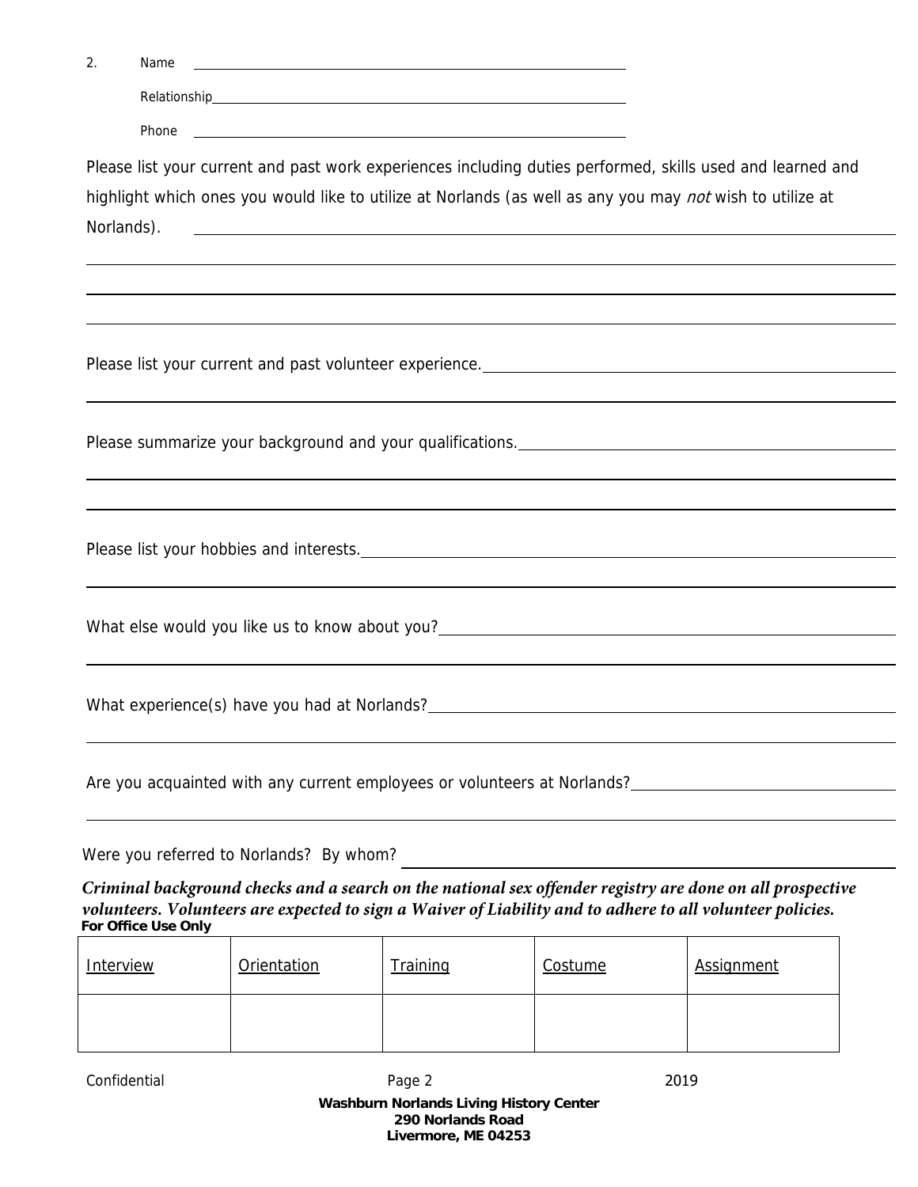2. Name ______________________________

Relationship ______________________________

Phone ______________________________

Please list your current and past work experiences including duties performed, skills used and learned and highlight which ones you would like to utilize at Norlands (as well as any you may *not* wish to utilize at Norlands). ______________________________

Please list your current and past volunteer experience. ______________________________

Please summarize your background and your qualifications. ______________________________

Please list your hobbies and interests. ______________________________

What else would you like us to know about you? ______________________________

What experience(s) have you had at Norlands? ______________________________

Are you acquainted with any current employees or volunteers at Norlands? ______________________________

Were you referred to Norlands? By whom? ______________________________

***Criminal background checks and a search on the national sex offender registry are done on all prospective volunteers. Volunteers are expected to sign a Waiver of Liability and to adhere to all volunteer policies.***

**For Office Use Only**

| Interview | Orientation | Training | Costume | Assignment |
|---|---|---|---|---|
| | | | | |

Confidential 2019

**Washburn Norlands Living History Center**
**290 Norlands Road**
**Livermore, ME 04253**